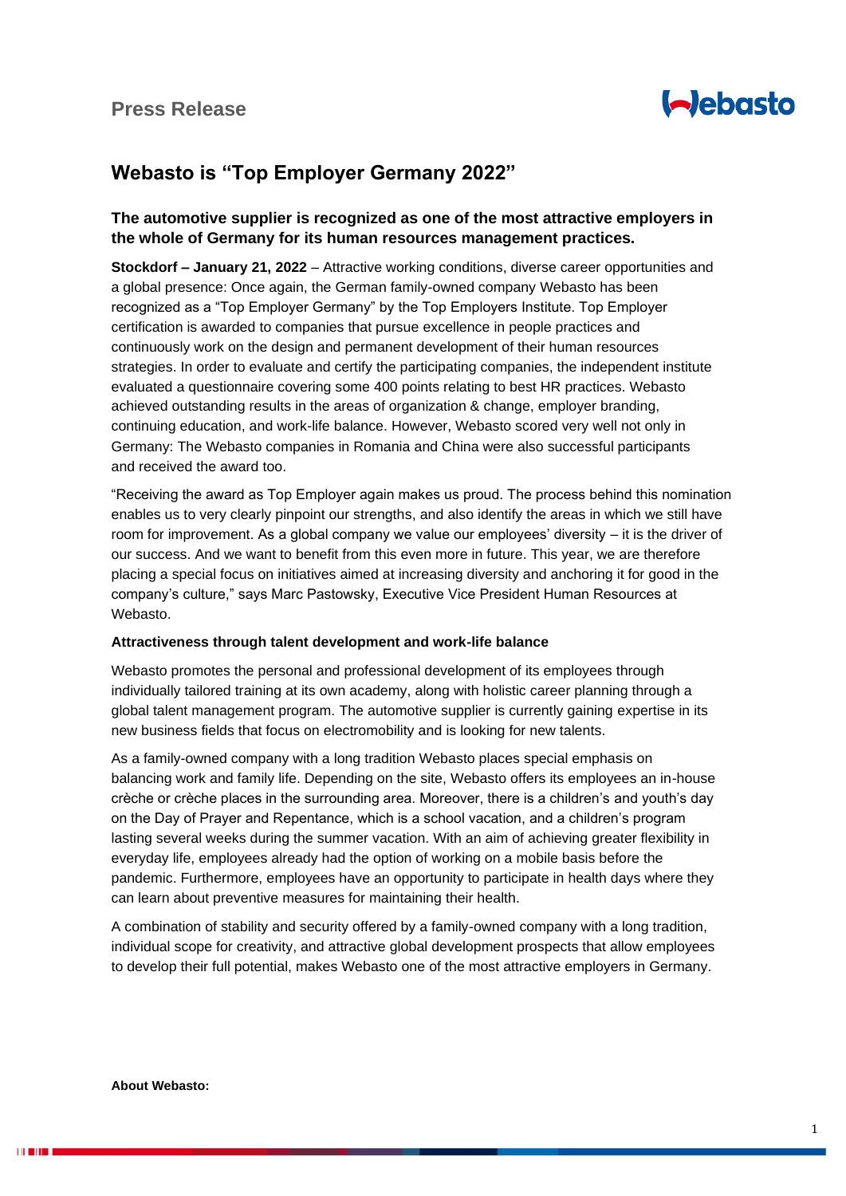Press Release

# Webasto is "Top Employer Germany 2022"

### The automotive supplier is recognized as one of the most attractive employers in the whole of Germany for its human resources management practices.

**Stockdorf – January 21, 2022** – Attractive working conditions, diverse career opportunities and a global presence: Once again, the German family-owned company Webasto has been recognized as a "Top Employer Germany" by the Top Employers Institute. Top Employer certification is awarded to companies that pursue excellence in people practices and continuously work on the design and permanent development of their human resources strategies. In order to evaluate and certify the participating companies, the independent institute evaluated a questionnaire covering some 400 points relating to best HR practices. Webasto achieved outstanding results in the areas of organization & change, employer branding, continuing education, and work-life balance. However, Webasto scored very well not only in Germany: The Webasto companies in Romania and China were also successful participants and received the award too.

"Receiving the award as Top Employer again makes us proud. The process behind this nomination enables us to very clearly pinpoint our strengths, and also identify the areas in which we still have room for improvement. As a global company we value our employees' diversity – it is the driver of our success. And we want to benefit from this even more in future. This year, we are therefore placing a special focus on initiatives aimed at increasing diversity and anchoring it for good in the company's culture," says Marc Pastowsky, Executive Vice President Human Resources at Webasto.

**Attractiveness through talent development and work-life balance**

Webasto promotes the personal and professional development of its employees through individually tailored training at its own academy, along with holistic career planning through a global talent management program. The automotive supplier is currently gaining expertise in its new business fields that focus on electromobility and is looking for new talents.

As a family-owned company with a long tradition Webasto places special emphasis on balancing work and family life. Depending on the site, Webasto offers its employees an in-house crèche or crèche places in the surrounding area. Moreover, there is a children's and youth's day on the Day of Prayer and Repentance, which is a school vacation, and a children's program lasting several weeks during the summer vacation. With an aim of achieving greater flexibility in everyday life, employees already had the option of working on a mobile basis before the pandemic. Furthermore, employees have an opportunity to participate in health days where they can learn about preventive measures for maintaining their health.

A combination of stability and security offered by a family-owned company with a long tradition, individual scope for creativity, and attractive global development prospects that allow employees to develop their full potential, makes Webasto one of the most attractive employers in Germany.

**About Webasto:**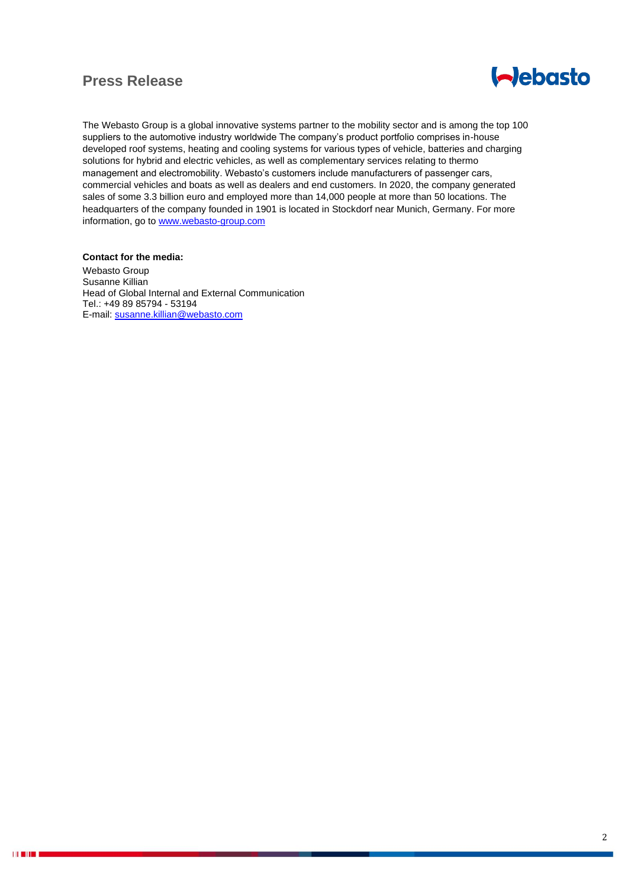The Webasto Group is a global innovative systems partner to the mobility sector and is among the top 100 suppliers to the automotive industry worldwide The company's product portfolio comprises in-house developed roof systems, heating and cooling systems for various types of vehicle, batteries and charging solutions for hybrid and electric vehicles, as well as complementary services relating to thermo management and electromobility. Webasto's customers include manufacturers of passenger cars, commercial vehicles and boats as well as dealers and end customers. In 2020, the company generated sales of some 3.3 billion euro and employed more than 14,000 people at more than 50 locations. The headquarters of the company founded in 1901 is located in Stockdorf near Munich, Germany. For more information, go to www.webasto-group.com

**Contact for the media:**

Webasto Group
Susanne Killian
Head of Global Internal and External Communication
Tel.: +49 89 85794 - 53194
E-mail: susanne.killian@webasto.com